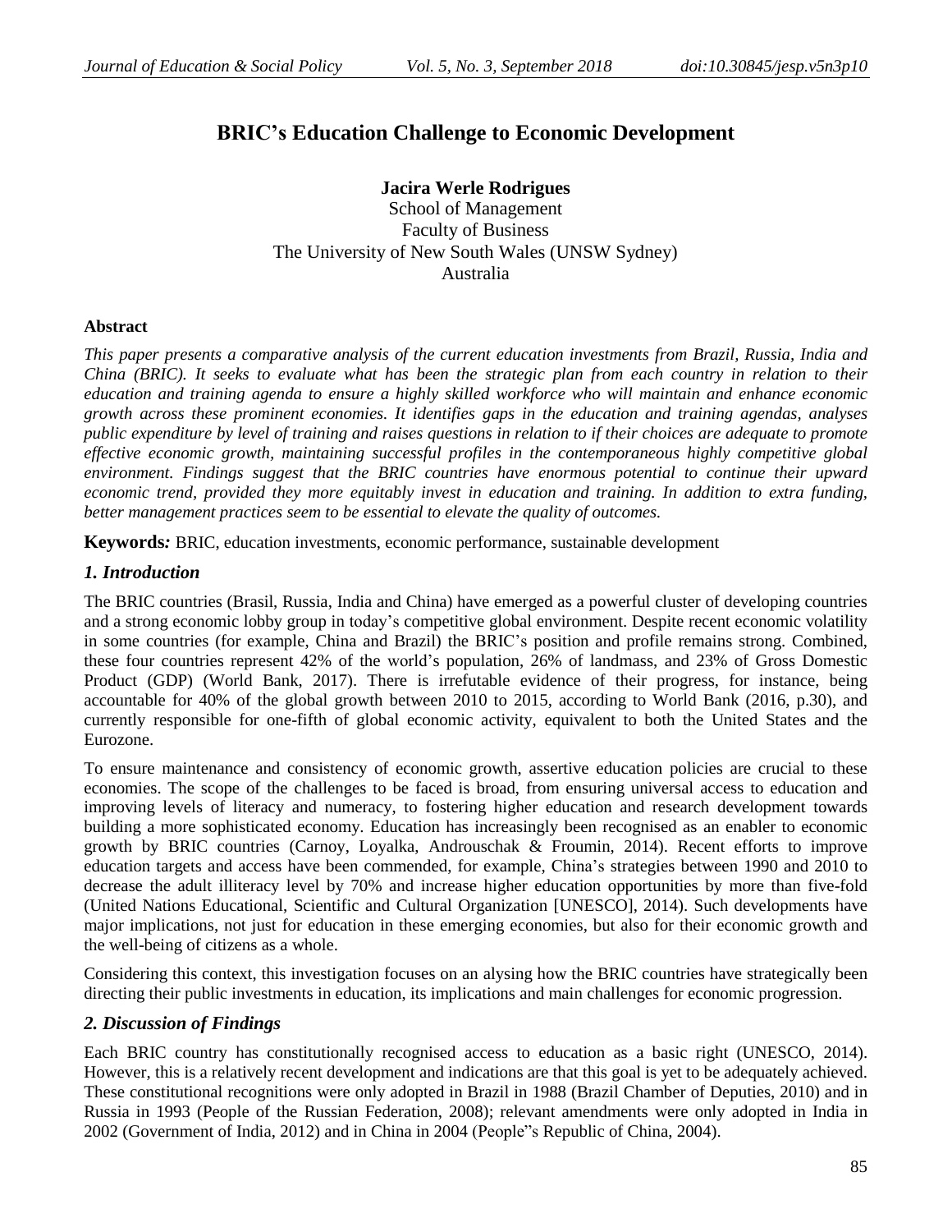# BRIC's Education Challenge to Economic Development

**Jacira Werle Rodrigues**
School of Management
Faculty of Business
The University of New South Wales (UNSW Sydney)
Australia

#### Abstract

*This paper presents a comparative analysis of the current education investments from Brazil, Russia, India and China (BRIC). It seeks to evaluate what has been the strategic plan from each country in relation to their education and training agenda to ensure a highly skilled workforce who will maintain and enhance economic growth across these prominent economies. It identifies gaps in the education and training agendas, analyses public expenditure by level of training and raises questions in relation to if their choices are adequate to promote effective economic growth, maintaining successful profiles in the contemporaneous highly competitive global environment. Findings suggest that the BRIC countries have enormous potential to continue their upward economic trend, provided they more equitably invest in education and training. In addition to extra funding, better management practices seem to be essential to elevate the quality of outcomes.*

**Keywords***:* BRIC, education investments, economic performance, sustainable development

## *1. Introduction*

The BRIC countries (Brasil, Russia, India and China) have emerged as a powerful cluster of developing countries and a strong economic lobby group in today's competitive global environment. Despite recent economic volatility in some countries (for example, China and Brazil) the BRIC's position and profile remains strong. Combined, these four countries represent 42% of the world's population, 26% of landmass, and 23% of Gross Domestic Product (GDP) (World Bank, 2017). There is irrefutable evidence of their progress, for instance, being accountable for 40% of the global growth between 2010 to 2015, according to World Bank (2016, p.30), and currently responsible for one-fifth of global economic activity, equivalent to both the United States and the Eurozone.

To ensure maintenance and consistency of economic growth, assertive education policies are crucial to these economies. The scope of the challenges to be faced is broad, from ensuring universal access to education and improving levels of literacy and numeracy, to fostering higher education and research development towards building a more sophisticated economy. Education has increasingly been recognised as an enabler to economic growth by BRIC countries (Carnoy, Loyalka, Androuschak & Froumin, 2014). Recent efforts to improve education targets and access have been commended, for example, China's strategies between 1990 and 2010 to decrease the adult illiteracy level by 70% and increase higher education opportunities by more than five-fold (United Nations Educational, Scientific and Cultural Organization [UNESCO], 2014). Such developments have major implications, not just for education in these emerging economies, but also for their economic growth and the well-being of citizens as a whole.

Considering this context, this investigation focuses on an alysing how the BRIC countries have strategically been directing their public investments in education, its implications and main challenges for economic progression.

## *2. Discussion of Findings*

Each BRIC country has constitutionally recognised access to education as a basic right (UNESCO, 2014). However, this is a relatively recent development and indications are that this goal is yet to be adequately achieved. These constitutional recognitions were only adopted in Brazil in 1988 (Brazil Chamber of Deputies, 2010) and in Russia in 1993 (People of the Russian Federation, 2008); relevant amendments were only adopted in India in 2002 (Government of India, 2012) and in China in 2004 (People"s Republic of China, 2004).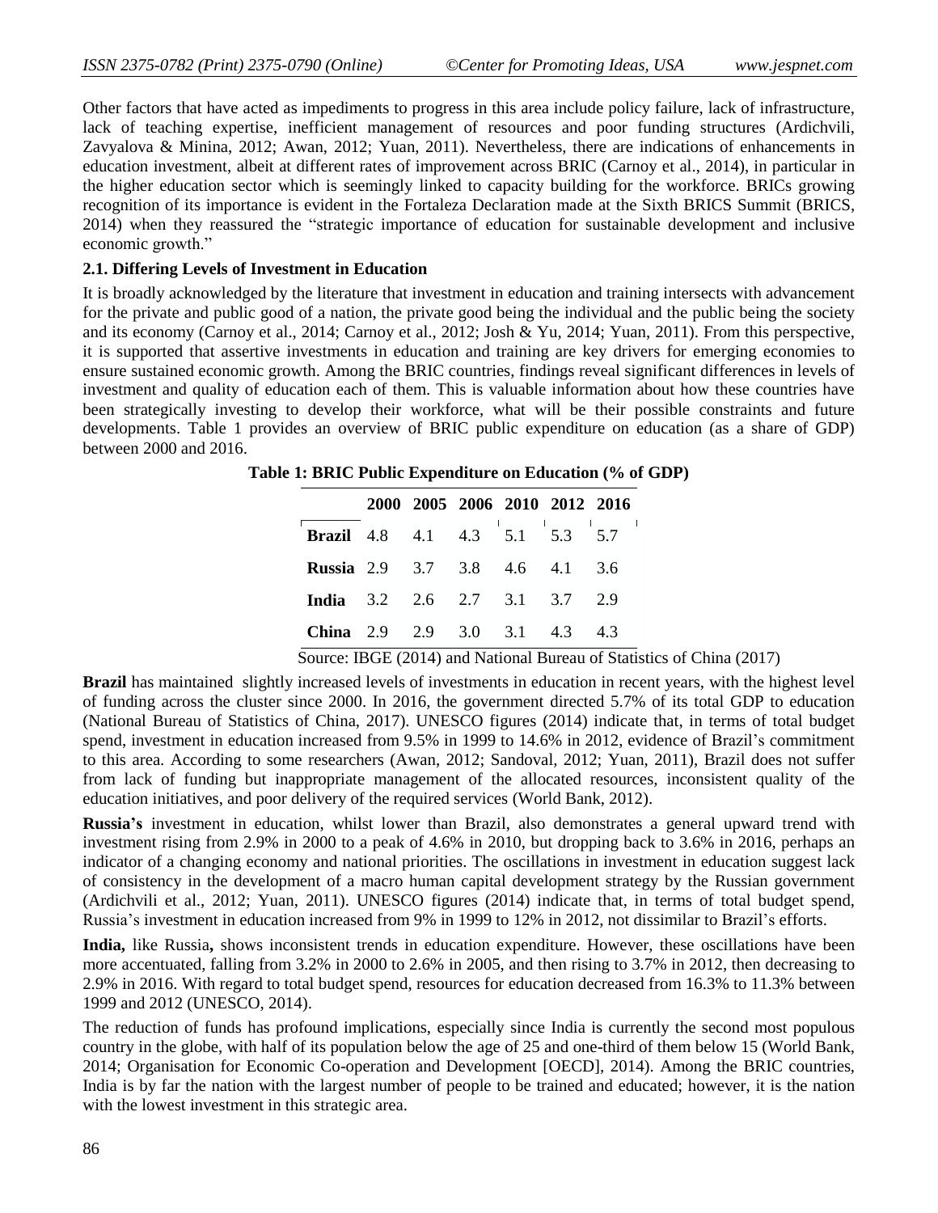Other factors that have acted as impediments to progress in this area include policy failure, lack of infrastructure, lack of teaching expertise, inefficient management of resources and poor funding structures (Ardichvili, Zavyalova & Minina, 2012; Awan, 2012; Yuan, 2011). Nevertheless, there are indications of enhancements in education investment, albeit at different rates of improvement across BRIC (Carnoy et al., 2014), in particular in the higher education sector which is seemingly linked to capacity building for the workforce. BRICs growing recognition of its importance is evident in the Fortaleza Declaration made at the Sixth BRICS Summit (BRICS, 2014) when they reassured the "strategic importance of education for sustainable development and inclusive economic growth."

### 2.1. Differing Levels of Investment in Education

It is broadly acknowledged by the literature that investment in education and training intersects with advancement for the private and public good of a nation, the private good being the individual and the public being the society and its economy (Carnoy et al., 2014; Carnoy et al., 2012; Josh & Yu, 2014; Yuan, 2011). From this perspective, it is supported that assertive investments in education and training are key drivers for emerging economies to ensure sustained economic growth. Among the BRIC countries, findings reveal significant differences in levels of investment and quality of education each of them. This is valuable information about how these countries have been strategically investing to develop their workforce, what will be their possible constraints and future developments. Table 1 provides an overview of BRIC public expenditure on education (as a share of GDP) between 2000 and 2016.

**Table 1: BRIC Public Expenditure on Education (% of GDP)**

| | 2000 | 2005 | 2006 | 2010 | 2012 | 2016 |
|---|---|---|---|---|---|---|
| **Brazil** | 4.8 | 4.1 | 4.3 | 5.1 | 5.3 | 5.7 |
| **Russia** | 2.9 | 3.7 | 3.8 | 4.6 | 4.1 | 3.6 |
| **India** | 3.2 | 2.6 | 2.7 | 3.1 | 3.7 | 2.9 |
| **China** | 2.9 | 2.9 | 3.0 | 3.1 | 4.3 | 4.3 |

Source: IBGE (2014) and National Bureau of Statistics of China (2017)

**Brazil** has maintained slightly increased levels of investments in education in recent years, with the highest level of funding across the cluster since 2000. In 2016, the government directed 5.7% of its total GDP to education (National Bureau of Statistics of China, 2017). UNESCO figures (2014) indicate that, in terms of total budget spend, investment in education increased from 9.5% in 1999 to 14.6% in 2012, evidence of Brazil's commitment to this area. According to some researchers (Awan, 2012; Sandoval, 2012; Yuan, 2011), Brazil does not suffer from lack of funding but inappropriate management of the allocated resources, inconsistent quality of the education initiatives, and poor delivery of the required services (World Bank, 2012).

**Russia's** investment in education, whilst lower than Brazil, also demonstrates a general upward trend with investment rising from 2.9% in 2000 to a peak of 4.6% in 2010, but dropping back to 3.6% in 2016, perhaps an indicator of a changing economy and national priorities. The oscillations in investment in education suggest lack of consistency in the development of a macro human capital development strategy by the Russian government (Ardichvili et al., 2012; Yuan, 2011). UNESCO figures (2014) indicate that, in terms of total budget spend, Russia's investment in education increased from 9% in 1999 to 12% in 2012, not dissimilar to Brazil's efforts.

**India,** like Russia**,** shows inconsistent trends in education expenditure. However, these oscillations have been more accentuated, falling from 3.2% in 2000 to 2.6% in 2005, and then rising to 3.7% in 2012, then decreasing to 2.9% in 2016. With regard to total budget spend, resources for education decreased from 16.3% to 11.3% between 1999 and 2012 (UNESCO, 2014).

The reduction of funds has profound implications, especially since India is currently the second most populous country in the globe, with half of its population below the age of 25 and one-third of them below 15 (World Bank, 2014; Organisation for Economic Co-operation and Development [OECD], 2014). Among the BRIC countries, India is by far the nation with the largest number of people to be trained and educated; however, it is the nation with the lowest investment in this strategic area.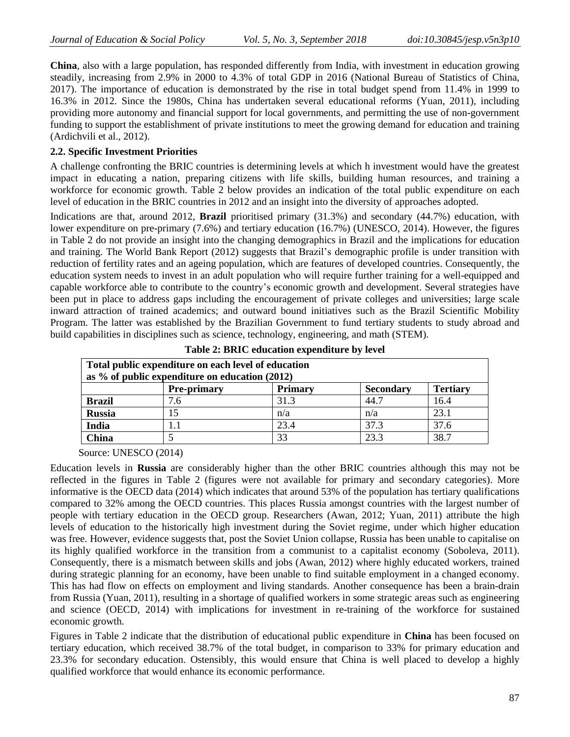**China**, also with a large population, has responded differently from India, with investment in education growing steadily, increasing from 2.9% in 2000 to 4.3% of total GDP in 2016 (National Bureau of Statistics of China, 2017). The importance of education is demonstrated by the rise in total budget spend from 11.4% in 1999 to 16.3% in 2012. Since the 1980s, China has undertaken several educational reforms (Yuan, 2011), including providing more autonomy and financial support for local governments, and permitting the use of non-government funding to support the establishment of private institutions to meet the growing demand for education and training (Ardichvili et al., 2012).

### 2.2. Specific Investment Priorities

A challenge confronting the BRIC countries is determining levels at which h investment would have the greatest impact in educating a nation, preparing citizens with life skills, building human resources, and training a workforce for economic growth. Table 2 below provides an indication of the total public expenditure on each level of education in the BRIC countries in 2012 and an insight into the diversity of approaches adopted.

Indications are that, around 2012, **Brazil** prioritised primary (31.3%) and secondary (44.7%) education, with lower expenditure on pre-primary (7.6%) and tertiary education (16.7%) (UNESCO, 2014). However, the figures in Table 2 do not provide an insight into the changing demographics in Brazil and the implications for education and training. The World Bank Report (2012) suggests that Brazil's demographic profile is under transition with reduction of fertility rates and an ageing population, which are features of developed countries. Consequently, the education system needs to invest in an adult population who will require further training for a well-equipped and capable workforce able to contribute to the country's economic growth and development. Several strategies have been put in place to address gaps including the encouragement of private colleges and universities; large scale inward attraction of trained academics; and outward bound initiatives such as the Brazil Scientific Mobility Program. The latter was established by the Brazilian Government to fund tertiary students to study abroad and build capabilities in disciplines such as science, technology, engineering, and math (STEM).

**Table 2: BRIC education expenditure by level**

| Total public expenditure on each level of education as % of public expenditure on education (2012) | | | | |
|---|---|---|---|---|
| | **Pre-primary** | **Primary** | **Secondary** | **Tertiary** |
| **Brazil** | 7.6 | 31.3 | 44.7 | 16.4 |
| **Russia** | 15 | n/a | n/a | 23.1 |
| **India** | 1.1 | 23.4 | 37.3 | 37.6 |
| **China** | 5 | 33 | 23.3 | 38.7 |

Source: UNESCO (2014)

Education levels in **Russia** are considerably higher than the other BRIC countries although this may not be reflected in the figures in Table 2 (figures were not available for primary and secondary categories). More informative is the OECD data (2014) which indicates that around 53% of the population has tertiary qualifications compared to 32% among the OECD countries. This places Russia amongst countries with the largest number of people with tertiary education in the OECD group. Researchers (Awan, 2012; Yuan, 2011) attribute the high levels of education to the historically high investment during the Soviet regime, under which higher education was free. However, evidence suggests that, post the Soviet Union collapse, Russia has been unable to capitalise on its highly qualified workforce in the transition from a communist to a capitalist economy (Soboleva, 2011). Consequently, there is a mismatch between skills and jobs (Awan, 2012) where highly educated workers, trained during strategic planning for an economy, have been unable to find suitable employment in a changed economy. This has had flow on effects on employment and living standards. Another consequence has been a brain-drain from Russia (Yuan, 2011), resulting in a shortage of qualified workers in some strategic areas such as engineering and science (OECD, 2014) with implications for investment in re-training of the workforce for sustained economic growth.

Figures in Table 2 indicate that the distribution of educational public expenditure in **China** has been focused on tertiary education, which received 38.7% of the total budget, in comparison to 33% for primary education and 23.3% for secondary education. Ostensibly, this would ensure that China is well placed to develop a highly qualified workforce that would enhance its economic performance.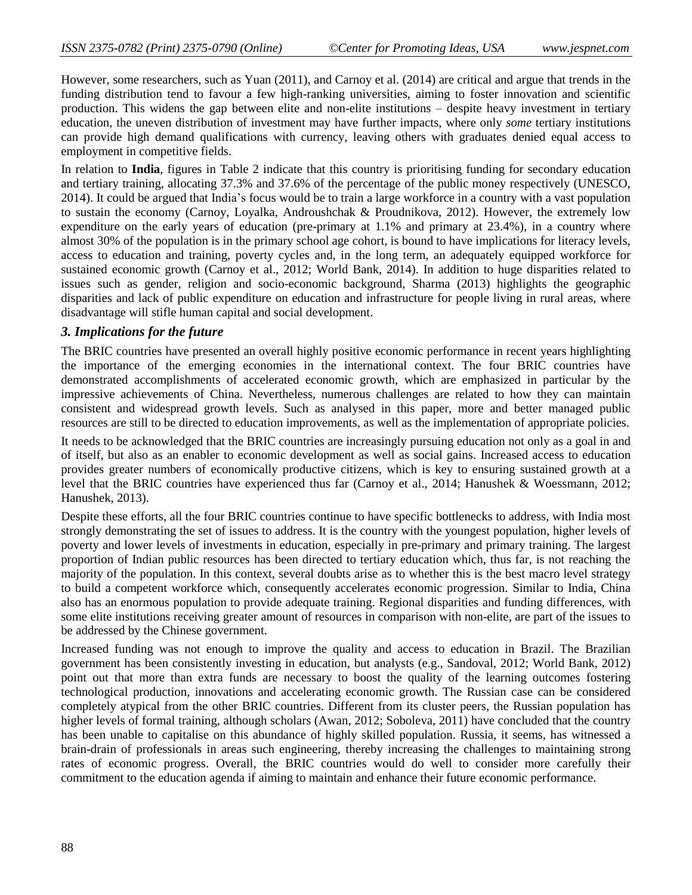However, some researchers, such as Yuan (2011), and Carnoy et al. (2014) are critical and argue that trends in the funding distribution tend to favour a few high-ranking universities, aiming to foster innovation and scientific production. This widens the gap between elite and non-elite institutions – despite heavy investment in tertiary education, the uneven distribution of investment may have further impacts, where only *some* tertiary institutions can provide high demand qualifications with currency, leaving others with graduates denied equal access to employment in competitive fields.

In relation to **India**, figures in Table 2 indicate that this country is prioritising funding for secondary education and tertiary training, allocating 37.3% and 37.6% of the percentage of the public money respectively (UNESCO, 2014). It could be argued that India's focus would be to train a large workforce in a country with a vast population to sustain the economy (Carnoy, Loyalka, Androushchak & Proudnikova, 2012). However, the extremely low expenditure on the early years of education (pre-primary at 1.1% and primary at 23.4%), in a country where almost 30% of the population is in the primary school age cohort, is bound to have implications for literacy levels, access to education and training, poverty cycles and, in the long term, an adequately equipped workforce for sustained economic growth (Carnoy et al., 2012; World Bank, 2014). In addition to huge disparities related to issues such as gender, religion and socio-economic background, Sharma (2013) highlights the geographic disparities and lack of public expenditure on education and infrastructure for people living in rural areas, where disadvantage will stifle human capital and social development.

### *3. Implications for the future*

The BRIC countries have presented an overall highly positive economic performance in recent years highlighting the importance of the emerging economies in the international context. The four BRIC countries have demonstrated accomplishments of accelerated economic growth, which are emphasized in particular by the impressive achievements of China. Nevertheless, numerous challenges are related to how they can maintain consistent and widespread growth levels. Such as analysed in this paper, more and better managed public resources are still to be directed to education improvements, as well as the implementation of appropriate policies.

It needs to be acknowledged that the BRIC countries are increasingly pursuing education not only as a goal in and of itself, but also as an enabler to economic development as well as social gains. Increased access to education provides greater numbers of economically productive citizens, which is key to ensuring sustained growth at a level that the BRIC countries have experienced thus far (Carnoy et al., 2014; Hanushek & Woessmann, 2012; Hanushek, 2013).

Despite these efforts, all the four BRIC countries continue to have specific bottlenecks to address, with India most strongly demonstrating the set of issues to address. It is the country with the youngest population, higher levels of poverty and lower levels of investments in education, especially in pre-primary and primary training. The largest proportion of Indian public resources has been directed to tertiary education which, thus far, is not reaching the majority of the population. In this context, several doubts arise as to whether this is the best macro level strategy to build a competent workforce which, consequently accelerates economic progression. Similar to India, China also has an enormous population to provide adequate training. Regional disparities and funding differences, with some elite institutions receiving greater amount of resources in comparison with non-elite, are part of the issues to be addressed by the Chinese government.

Increased funding was not enough to improve the quality and access to education in Brazil. The Brazilian government has been consistently investing in education, but analysts (e.g., Sandoval, 2012; World Bank, 2012) point out that more than extra funds are necessary to boost the quality of the learning outcomes fostering technological production, innovations and accelerating economic growth. The Russian case can be considered completely atypical from the other BRIC countries. Different from its cluster peers, the Russian population has higher levels of formal training, although scholars (Awan, 2012; Soboleva, 2011) have concluded that the country has been unable to capitalise on this abundance of highly skilled population. Russia, it seems, has witnessed a brain-drain of professionals in areas such engineering, thereby increasing the challenges to maintaining strong rates of economic progress. Overall, the BRIC countries would do well to consider more carefully their commitment to the education agenda if aiming to maintain and enhance their future economic performance.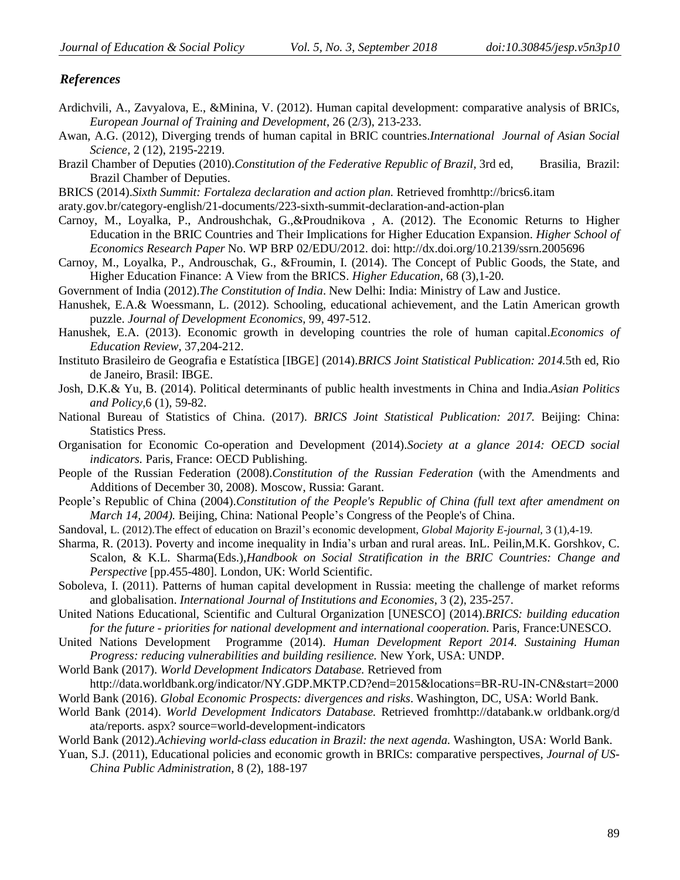## References

Ardichvili, A., Zavyalova, E., &Minina, V. (2012). Human capital development: comparative analysis of BRICs, *European Journal of Training and Development*, 26 (2/3), 213-233.

Awan, A.G. (2012), Diverging trends of human capital in BRIC countries.*International Journal of Asian Social Science,* 2 (12), 2195-2219.

Brazil Chamber of Deputies (2010).*Constitution of the Federative Republic of Brazil,* 3rd ed, Brasilia, Brazil: Brazil Chamber of Deputies.

BRICS (2014).*Sixth Summit: Fortaleza declaration and action plan.* Retrieved fromhttp://brics6.itam araty.gov.br/category-english/21-documents/223-sixth-summit-declaration-and-action-plan

Carnoy, M., Loyalka, P., Androushchak, G.,&Proudnikova , A. (2012). The Economic Returns to Higher Education in the BRIC Countries and Their Implications for Higher Education Expansion. *Higher School of Economics Research Paper* No. WP BRP 02/EDU/2012. doi: http://dx.doi.org/10.2139/ssrn.2005696

Carnoy, M., Loyalka, P., Androuschak, G., &Froumin, I. (2014). The Concept of Public Goods, the State, and Higher Education Finance: A View from the BRICS. *Higher Education*, 68 (3),1-20.

Government of India (2012).*The Constitution of India*. New Delhi: India: Ministry of Law and Justice.

Hanushek, E.A.& Woessmann, L. (2012). Schooling, educational achievement, and the Latin American growth puzzle. *Journal of Development Economics,* 99, 497-512.

Hanushek, E.A. (2013). Economic growth in developing countries the role of human capital.*Economics of Education Review*, 37,204-212.

Instituto Brasileiro de Geografia e Estatística [IBGE] (2014).*BRICS Joint Statistical Publication: 2014.*5th ed, Rio de Janeiro, Brasil: IBGE.

Josh, D.K.& Yu, B. (2014). Political determinants of public health investments in China and India.*Asian Politics and Policy*,6 (1), 59-82.

National Bureau of Statistics of China. (2017). *BRICS Joint Statistical Publication: 2017.* Beijing: China: Statistics Press.

Organisation for Economic Co-operation and Development (2014).*Society at a glance 2014: OECD social indicators.* Paris, France: OECD Publishing.

People of the Russian Federation (2008).*Constitution of the Russian Federation* (with the Amendments and Additions of December 30, 2008). Moscow, Russia: Garant.

People's Republic of China (2004).*Constitution of the People's Republic of China (full text after amendment on March 14, 2004).* Beijing, China: National People's Congress of the People's of China.

Sandoval, L. (2012).The effect of education on Brazil's economic development, *Global Majority E-journal,* 3 (1),4-19.

Sharma, R. (2013). Poverty and income inequality in India's urban and rural areas. InL. Peilin,M.K. Gorshkov, C. Scalon, & K.L. Sharma(Eds.),*Handbook on Social Stratification in the BRIC Countries: Change and Perspective* [pp.455-480]. London, UK: World Scientific.

Soboleva, I. (2011). Patterns of human capital development in Russia: meeting the challenge of market reforms and globalisation. *International Journal of Institutions and Economies*, 3 (2), 235-257.

United Nations Educational, Scientific and Cultural Organization [UNESCO] (2014).*BRICS: building education for the future - priorities for national development and international cooperation.* Paris, France:UNESCO.

United Nations Development Programme (2014). *Human Development Report 2014. Sustaining Human Progress: reducing vulnerabilities and building resilience.* New York, USA: UNDP.

World Bank (2017). *World Development Indicators Database.* Retrieved from http://data.worldbank.org/indicator/NY.GDP.MKTP.CD?end=2015&locations=BR-RU-IN-CN&start=2000

World Bank (2016). *Global Economic Prospects: divergences and risks*. Washington, DC, USA: World Bank.

World Bank (2014). *World Development Indicators Database.* Retrieved fromhttp://databank.w orldbank.org/d ata/reports. aspx? source=world-development-indicators

World Bank (2012).*Achieving world-class education in Brazil: the next agenda.* Washington, USA: World Bank.

Yuan, S.J. (2011), Educational policies and economic growth in BRICs: comparative perspectives, *Journal of US-China Public Administration*, 8 (2), 188-197